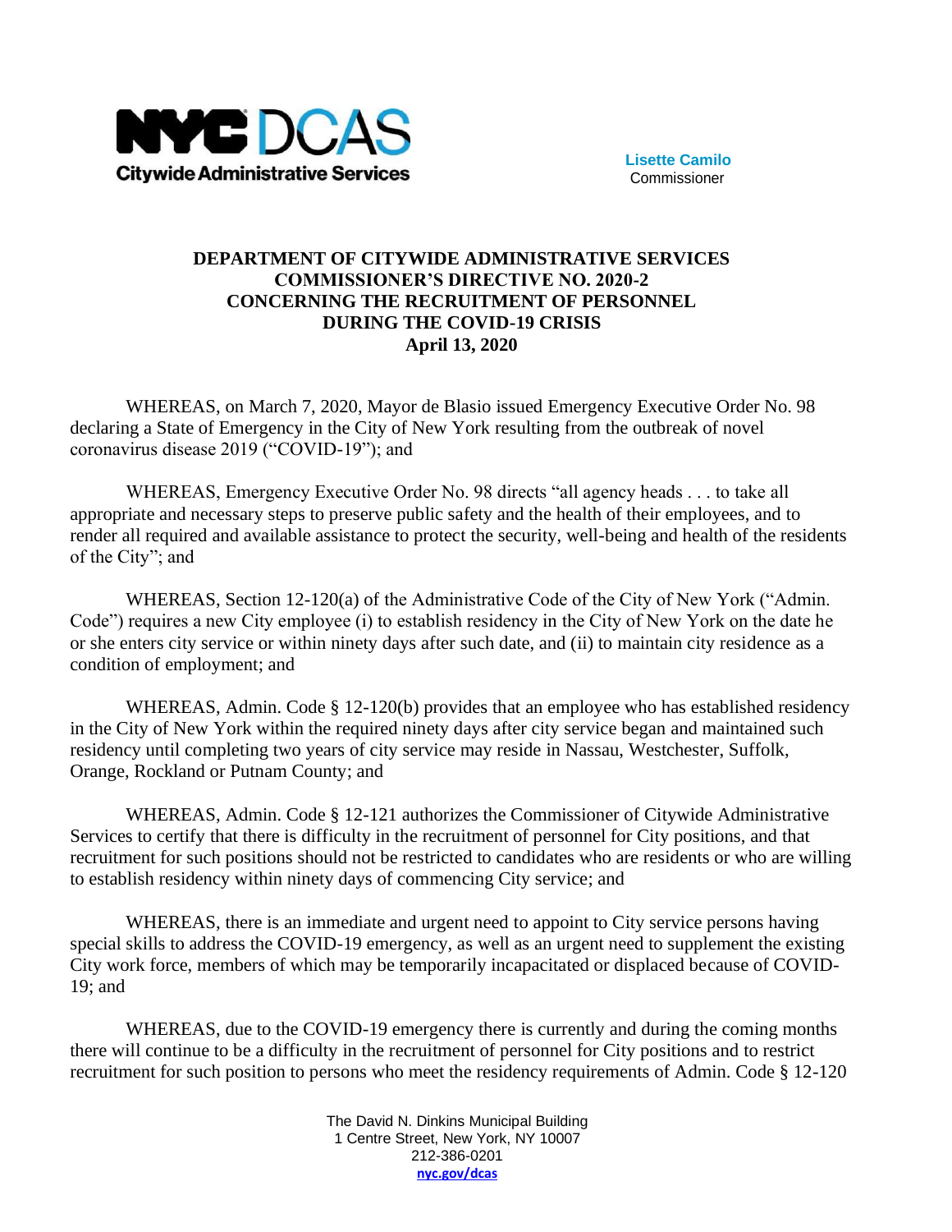**Lisette Camilo**
Commissioner

**DEPARTMENT OF CITYWIDE ADMINISTRATIVE SERVICES**
**COMMISSIONER'S DIRECTIVE NO. 2020-2**
**CONCERNING THE RECRUITMENT OF PERSONNEL**
**DURING THE COVID-19 CRISIS**
**April 13, 2020**

WHEREAS, on March 7, 2020, Mayor de Blasio issued Emergency Executive Order No. 98 declaring a State of Emergency in the City of New York resulting from the outbreak of novel coronavirus disease 2019 ("COVID-19"); and

WHEREAS, Emergency Executive Order No. 98 directs "all agency heads . . . to take all appropriate and necessary steps to preserve public safety and the health of their employees, and to render all required and available assistance to protect the security, well-being and health of the residents of the City"; and

WHEREAS, Section 12-120(a) of the Administrative Code of the City of New York ("Admin. Code") requires a new City employee (i) to establish residency in the City of New York on the date he or she enters city service or within ninety days after such date, and (ii) to maintain city residence as a condition of employment; and

WHEREAS, Admin. Code § 12-120(b) provides that an employee who has established residency in the City of New York within the required ninety days after city service began and maintained such residency until completing two years of city service may reside in Nassau, Westchester, Suffolk, Orange, Rockland or Putnam County; and

WHEREAS, Admin. Code § 12-121 authorizes the Commissioner of Citywide Administrative Services to certify that there is difficulty in the recruitment of personnel for City positions, and that recruitment for such positions should not be restricted to candidates who are residents or who are willing to establish residency within ninety days of commencing City service; and

WHEREAS, there is an immediate and urgent need to appoint to City service persons having special skills to address the COVID-19 emergency, as well as an urgent need to supplement the existing City work force, members of which may be temporarily incapacitated or displaced because of COVID-19; and

WHEREAS, due to the COVID-19 emergency there is currently and during the coming months there will continue to be a difficulty in the recruitment of personnel for City positions and to restrict recruitment for such position to persons who meet the residency requirements of Admin. Code § 12-120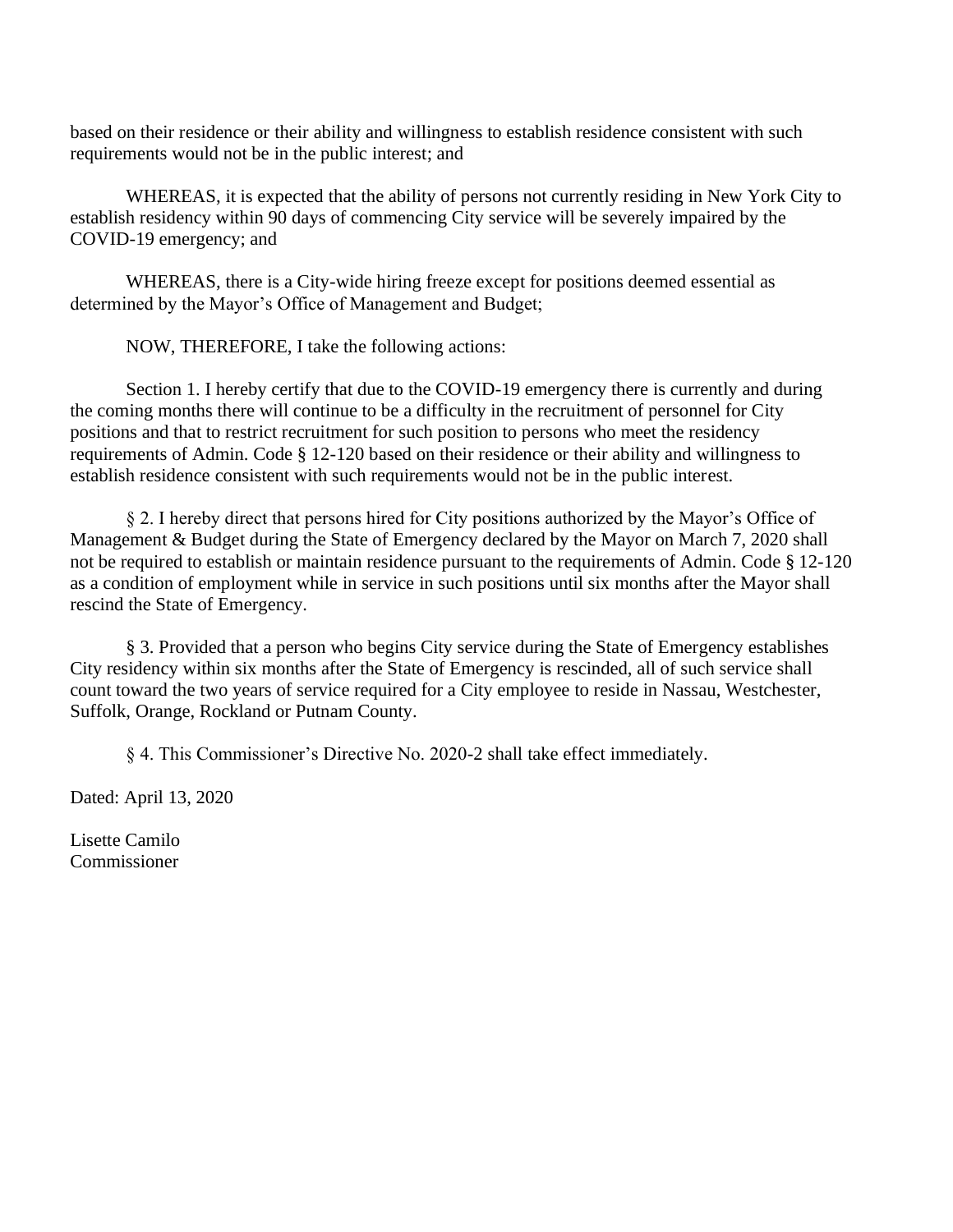based on their residence or their ability and willingness to establish residence consistent with such requirements would not be in the public interest; and

WHEREAS, it is expected that the ability of persons not currently residing in New York City to establish residency within 90 days of commencing City service will be severely impaired by the COVID-19 emergency; and

WHEREAS, there is a City-wide hiring freeze except for positions deemed essential as determined by the Mayor's Office of Management and Budget;

NOW, THEREFORE, I take the following actions:

Section 1. I hereby certify that due to the COVID-19 emergency there is currently and during the coming months there will continue to be a difficulty in the recruitment of personnel for City positions and that to restrict recruitment for such position to persons who meet the residency requirements of Admin. Code § 12-120 based on their residence or their ability and willingness to establish residence consistent with such requirements would not be in the public interest.

§ 2. I hereby direct that persons hired for City positions authorized by the Mayor's Office of Management & Budget during the State of Emergency declared by the Mayor on March 7, 2020 shall not be required to establish or maintain residence pursuant to the requirements of Admin. Code § 12-120 as a condition of employment while in service in such positions until six months after the Mayor shall rescind the State of Emergency.

§ 3. Provided that a person who begins City service during the State of Emergency establishes City residency within six months after the State of Emergency is rescinded, all of such service shall count toward the two years of service required for a City employee to reside in Nassau, Westchester, Suffolk, Orange, Rockland or Putnam County.

§ 4. This Commissioner's Directive No. 2020-2 shall take effect immediately.

Dated: April 13, 2020

Lisette Camilo
Commissioner